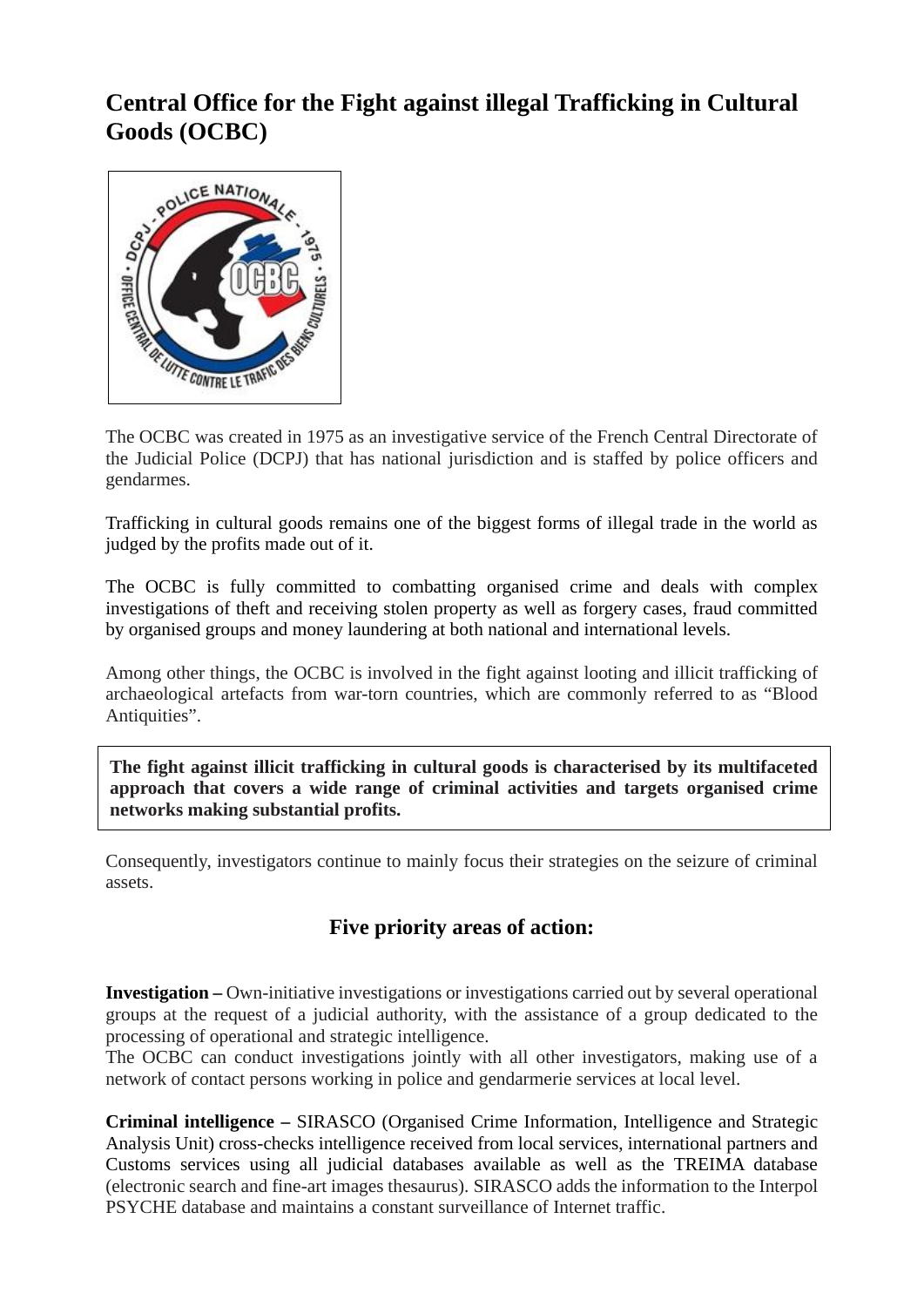# Central Office for the Fight against illegal Trafficking in Cultural Goods (OCBC)

The OCBC was created in 1975 as an investigative service of the French Central Directorate of the Judicial Police (DCPJ) that has national jurisdiction and is staffed by police officers and gendarmes.

Trafficking in cultural goods remains one of the biggest forms of illegal trade in the world as judged by the profits made out of it.

The OCBC is fully committed to combatting organised crime and deals with complex investigations of theft and receiving stolen property as well as forgery cases, fraud committed by organised groups and money laundering at both national and international levels.

Among other things, the OCBC is involved in the fight against looting and illicit trafficking of archaeological artefacts from war-torn countries, which are commonly referred to as "Blood Antiquities".

**The fight against illicit trafficking in cultural goods is characterised by its multifaceted approach that covers a wide range of criminal activities and targets organised crime networks making substantial profits.**

Consequently, investigators continue to mainly focus their strategies on the seizure of criminal assets.

## Five priority areas of action:

**Investigation –** Own-initiative investigations or investigations carried out by several operational groups at the request of a judicial authority, with the assistance of a group dedicated to the processing of operational and strategic intelligence.
The OCBC can conduct investigations jointly with all other investigators, making use of a network of contact persons working in police and gendarmerie services at local level.

**Criminal intelligence –** SIRASCO (Organised Crime Information, Intelligence and Strategic Analysis Unit) cross-checks intelligence received from local services, international partners and Customs services using all judicial databases available as well as the TREIMA database (electronic search and fine-art images thesaurus). SIRASCO adds the information to the Interpol PSYCHE database and maintains a constant surveillance of Internet traffic.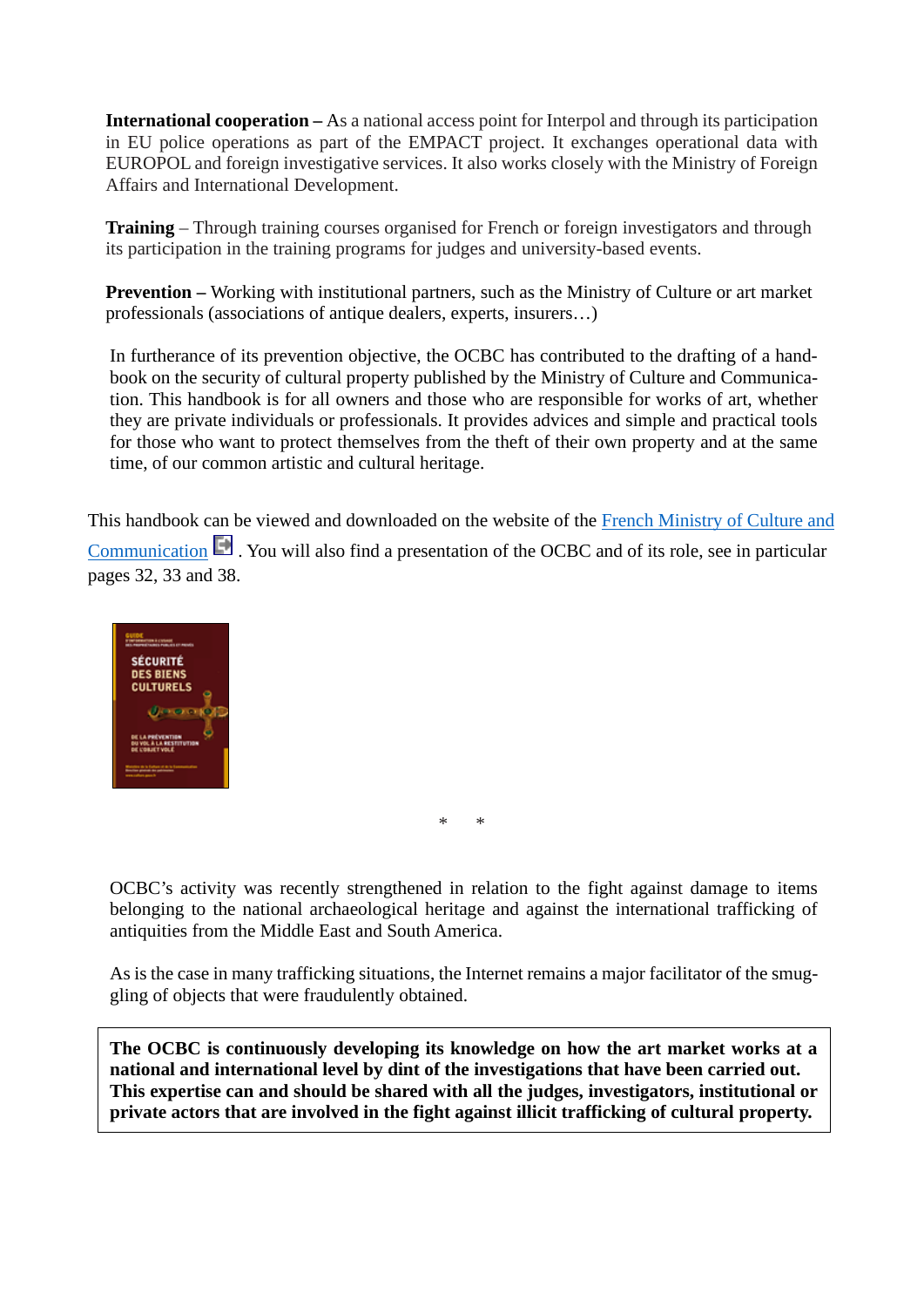**International cooperation –** As a national access point for Interpol and through its participation in EU police operations as part of the EMPACT project. It exchanges operational data with EUROPOL and foreign investigative services. It also works closely with the Ministry of Foreign Affairs and International Development.

**Training** – Through training courses organised for French or foreign investigators and through its participation in the training programs for judges and university-based events.

**Prevention –** Working with institutional partners, such as the Ministry of Culture or art market professionals (associations of antique dealers, experts, insurers…)

In furtherance of its prevention objective, the OCBC has contributed to the drafting of a handbook on the security of cultural property published by the Ministry of Culture and Communication. This handbook is for all owners and those who are responsible for works of art, whether they are private individuals or professionals. It provides advices and simple and practical tools for those who want to protect themselves from the theft of their own property and at the same time, of our common artistic and cultural heritage.

This handbook can be viewed and downloaded on the website of the French Ministry of Culture and Communication. You will also find a presentation of the OCBC and of its role, see in particular pages 32, 33 and 38.

\* \*

OCBC's activity was recently strengthened in relation to the fight against damage to items belonging to the national archaeological heritage and against the international trafficking of antiquities from the Middle East and South America.

As is the case in many trafficking situations, the Internet remains a major facilitator of the smuggling of objects that were fraudulently obtained.

**The OCBC is continuously developing its knowledge on how the art market works at a national and international level by dint of the investigations that have been carried out. This expertise can and should be shared with all the judges, investigators, institutional or private actors that are involved in the fight against illicit trafficking of cultural property.**